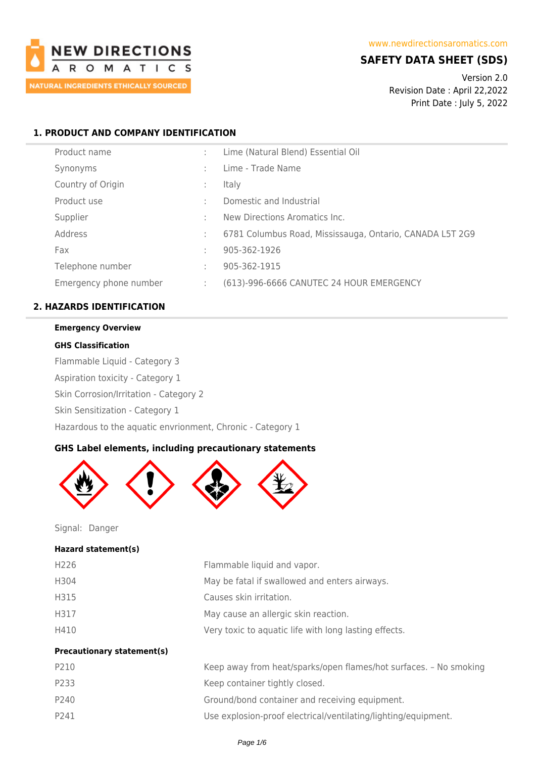**NEW DIRECTIONS AROMATICS**
NATURAL INGREDIENTS ETHICALLY SOURCED

www.newdirectionsaromatics.com

# SAFETY DATA SHEET (SDS)

Version 2.0
Revision Date : April 22,2022
Print Date : July 5, 2022

## 1. PRODUCT AND COMPANY IDENTIFICATION

| | | |
|---|---|---|
| Product name | : | Lime (Natural Blend) Essential Oil |
| Synonyms | : | Lime - Trade Name |
| Country of Origin | : | Italy |
| Product use | : | Domestic and Industrial |
| Supplier | : | New Directions Aromatics Inc. |
| Address | : | 6781 Columbus Road, Mississauga, Ontario, CANADA L5T 2G9 |
| Fax | : | 905-362-1926 |
| Telephone number | : | 905-362-1915 |
| Emergency phone number | : | (613)-996-6666 CANUTEC 24 HOUR EMERGENCY |

## 2. HAZARDS IDENTIFICATION

**Emergency Overview**

**GHS Classification**

Flammable Liquid - Category 3

Aspiration toxicity - Category 1

Skin Corrosion/Irritation - Category 2

Skin Sensitization - Category 1

Hazardous to the aquatic envrionment, Chronic - Category 1

**GHS Label elements, including precautionary statements**

Signal: Danger

**Hazard statement(s)**

| | |
|---|---|
| H226 | Flammable liquid and vapor. |
| H304 | May be fatal if swallowed and enters airways. |
| H315 | Causes skin irritation. |
| H317 | May cause an allergic skin reaction. |
| H410 | Very toxic to aquatic life with long lasting effects. |

**Precautionary statement(s)**

| | |
|---|---|
| P210 | Keep away from heat/sparks/open flames/hot surfaces. – No smoking |
| P233 | Keep container tightly closed. |
| P240 | Ground/bond container and receiving equipment. |
| P241 | Use explosion-proof electrical/ventilating/lighting/equipment. |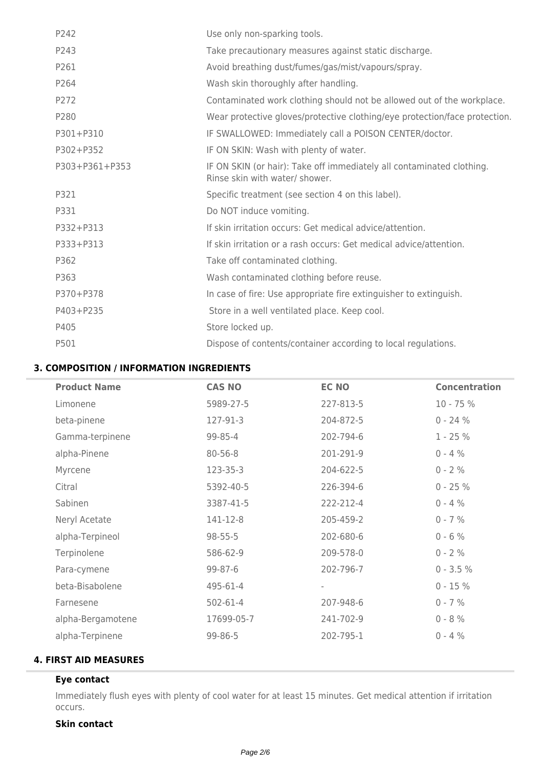| | |
|---|---|
| P242 | Use only non-sparking tools. |
| P243 | Take precautionary measures against static discharge. |
| P261 | Avoid breathing dust/fumes/gas/mist/vapours/spray. |
| P264 | Wash skin thoroughly after handling. |
| P272 | Contaminated work clothing should not be allowed out of the workplace. |
| P280 | Wear protective gloves/protective clothing/eye protection/face protection. |
| P301+P310 | IF SWALLOWED: Immediately call a POISON CENTER/doctor. |
| P302+P352 | IF ON SKIN: Wash with plenty of water. |
| P303+P361+P353 | IF ON SKIN (or hair): Take off immediately all contaminated clothing. Rinse skin with water/ shower. |
| P321 | Specific treatment (see section 4 on this label). |
| P331 | Do NOT induce vomiting. |
| P332+P313 | If skin irritation occurs: Get medical advice/attention. |
| P333+P313 | If skin irritation or a rash occurs: Get medical advice/attention. |
| P362 | Take off contaminated clothing. |
| P363 | Wash contaminated clothing before reuse. |
| P370+P378 | In case of fire: Use appropriate fire extinguisher to extinguish. |
| P403+P235 | Store in a well ventilated place. Keep cool. |
| P405 | Store locked up. |
| P501 | Dispose of contents/container according to local regulations. |

## 3. COMPOSITION / INFORMATION INGREDIENTS

| Product Name | CAS NO | EC NO | Concentration |
|---|---|---|---|
| Limonene | 5989-27-5 | 227-813-5 | 10 - 75 % |
| beta-pinene | 127-91-3 | 204-872-5 | 0 - 24 % |
| Gamma-terpinene | 99-85-4 | 202-794-6 | 1 - 25 % |
| alpha-Pinene | 80-56-8 | 201-291-9 | 0 - 4 % |
| Myrcene | 123-35-3 | 204-622-5 | 0 - 2 % |
| Citral | 5392-40-5 | 226-394-6 | 0 - 25 % |
| Sabinen | 3387-41-5 | 222-212-4 | 0 - 4 % |
| Neryl Acetate | 141-12-8 | 205-459-2 | 0 - 7 % |
| alpha-Terpineol | 98-55-5 | 202-680-6 | 0 - 6 % |
| Terpinolene | 586-62-9 | 209-578-0 | 0 - 2 % |
| Para-cymene | 99-87-6 | 202-796-7 | 0 - 3.5 % |
| beta-Bisabolene | 495-61-4 | - | 0 - 15 % |
| Farnesene | 502-61-4 | 207-948-6 | 0 - 7 % |
| alpha-Bergamotene | 17699-05-7 | 241-702-9 | 0 - 8 % |
| alpha-Terpinene | 99-86-5 | 202-795-1 | 0 - 4 % |

## 4. FIRST AID MEASURES

### Eye contact

Immediately flush eyes with plenty of cool water for at least 15 minutes. Get medical attention if irritation occurs.

### Skin contact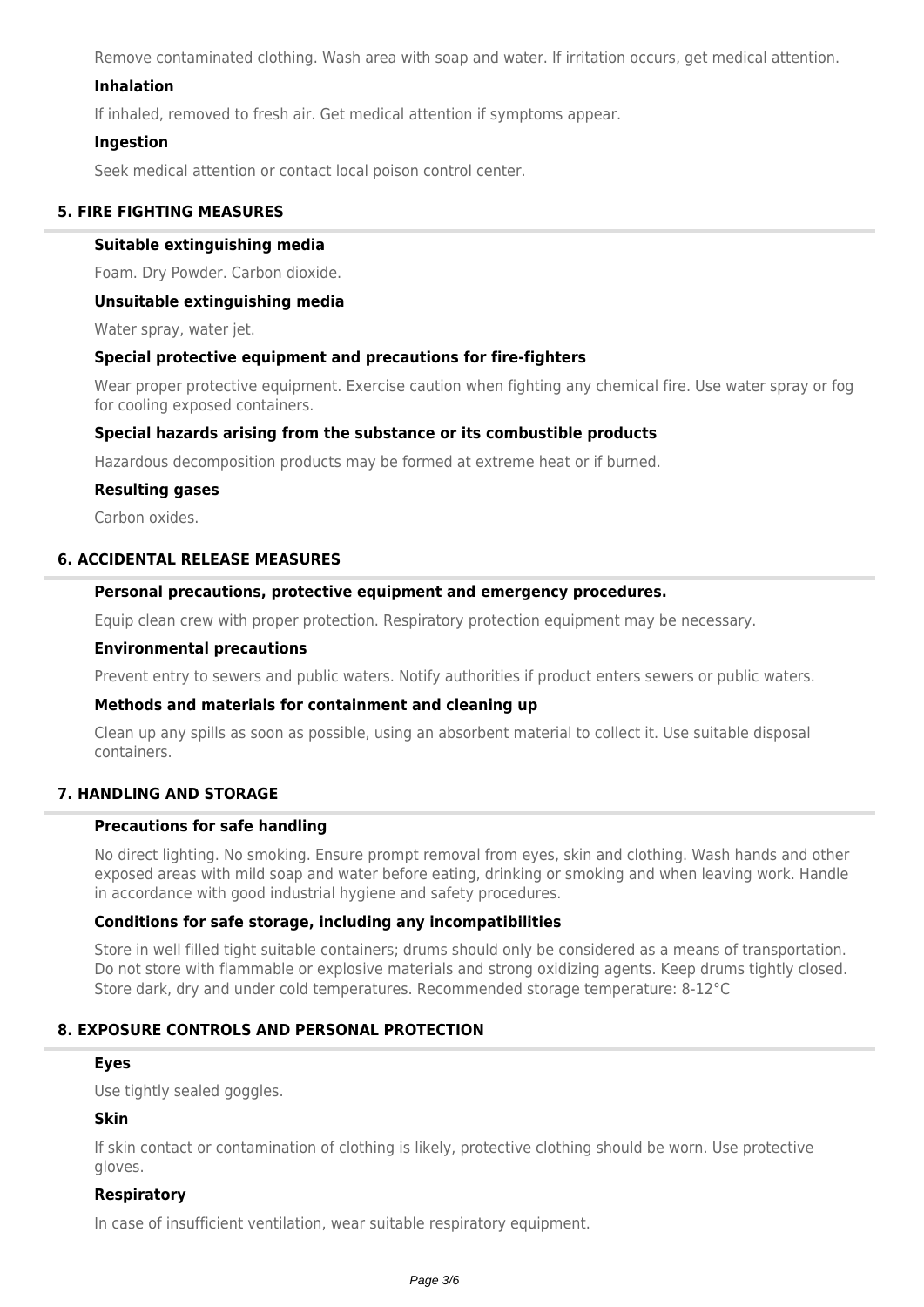Remove contaminated clothing. Wash area with soap and water. If irritation occurs, get medical attention.

### Inhalation

If inhaled, removed to fresh air. Get medical attention if symptoms appear.

### Ingestion

Seek medical attention or contact local poison control center.

## 5. FIRE FIGHTING MEASURES

### Suitable extinguishing media

Foam. Dry Powder. Carbon dioxide.

### Unsuitable extinguishing media

Water spray, water jet.

### Special protective equipment and precautions for fire-fighters

Wear proper protective equipment. Exercise caution when fighting any chemical fire. Use water spray or fog for cooling exposed containers.

### Special hazards arising from the substance or its combustible products

Hazardous decomposition products may be formed at extreme heat or if burned.

### Resulting gases

Carbon oxides.

## 6. ACCIDENTAL RELEASE MEASURES

### Personal precautions, protective equipment and emergency procedures.

Equip clean crew with proper protection. Respiratory protection equipment may be necessary.

### Environmental precautions

Prevent entry to sewers and public waters. Notify authorities if product enters sewers or public waters.

### Methods and materials for containment and cleaning up

Clean up any spills as soon as possible, using an absorbent material to collect it. Use suitable disposal containers.

## 7. HANDLING AND STORAGE

### Precautions for safe handling

No direct lighting. No smoking. Ensure prompt removal from eyes, skin and clothing. Wash hands and other exposed areas with mild soap and water before eating, drinking or smoking and when leaving work. Handle in accordance with good industrial hygiene and safety procedures.

### Conditions for safe storage, including any incompatibilities

Store in well filled tight suitable containers; drums should only be considered as a means of transportation. Do not store with flammable or explosive materials and strong oxidizing agents. Keep drums tightly closed. Store dark, dry and under cold temperatures. Recommended storage temperature: 8-12°C

## 8. EXPOSURE CONTROLS AND PERSONAL PROTECTION

### Eyes

Use tightly sealed goggles.

### Skin

If skin contact or contamination of clothing is likely, protective clothing should be worn. Use protective gloves.

### Respiratory

In case of insufficient ventilation, wear suitable respiratory equipment.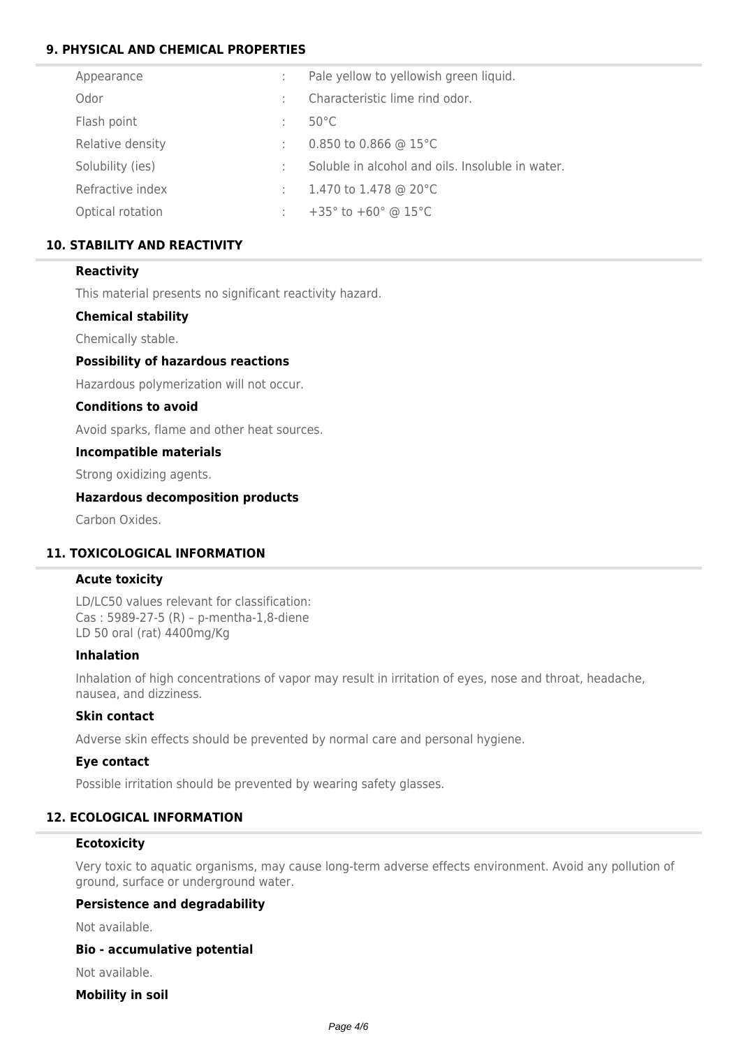## 9. PHYSICAL AND CHEMICAL PROPERTIES

| | | |
|---|---|---|
| Appearance | : | Pale yellow to yellowish green liquid. |
| Odor | : | Characteristic lime rind odor. |
| Flash point | : | 50°C |
| Relative density | : | 0.850 to 0.866 @ 15°C |
| Solubility (ies) | : | Soluble in alcohol and oils. Insoluble in water. |
| Refractive index | : | 1.470 to 1.478 @ 20°C |
| Optical rotation | : | +35° to +60° @ 15°C |

## 10. STABILITY AND REACTIVITY

### Reactivity

This material presents no significant reactivity hazard.

### Chemical stability

Chemically stable.

### Possibility of hazardous reactions

Hazardous polymerization will not occur.

### Conditions to avoid

Avoid sparks, flame and other heat sources.

### Incompatible materials

Strong oxidizing agents.

### Hazardous decomposition products

Carbon Oxides.

## 11. TOXICOLOGICAL INFORMATION

### Acute toxicity

LD/LC50 values relevant for classification:
Cas : 5989-27-5 (R) – p-mentha-1,8-diene
LD 50 oral (rat) 4400mg/Kg

### Inhalation

Inhalation of high concentrations of vapor may result in irritation of eyes, nose and throat, headache, nausea, and dizziness.

### Skin contact

Adverse skin effects should be prevented by normal care and personal hygiene.

### Eye contact

Possible irritation should be prevented by wearing safety glasses.

## 12. ECOLOGICAL INFORMATION

### Ecotoxicity

Very toxic to aquatic organisms, may cause long-term adverse effects environment. Avoid any pollution of ground, surface or underground water.

### Persistence and degradability

Not available.

### Bio - accumulative potential

Not available.

### Mobility in soil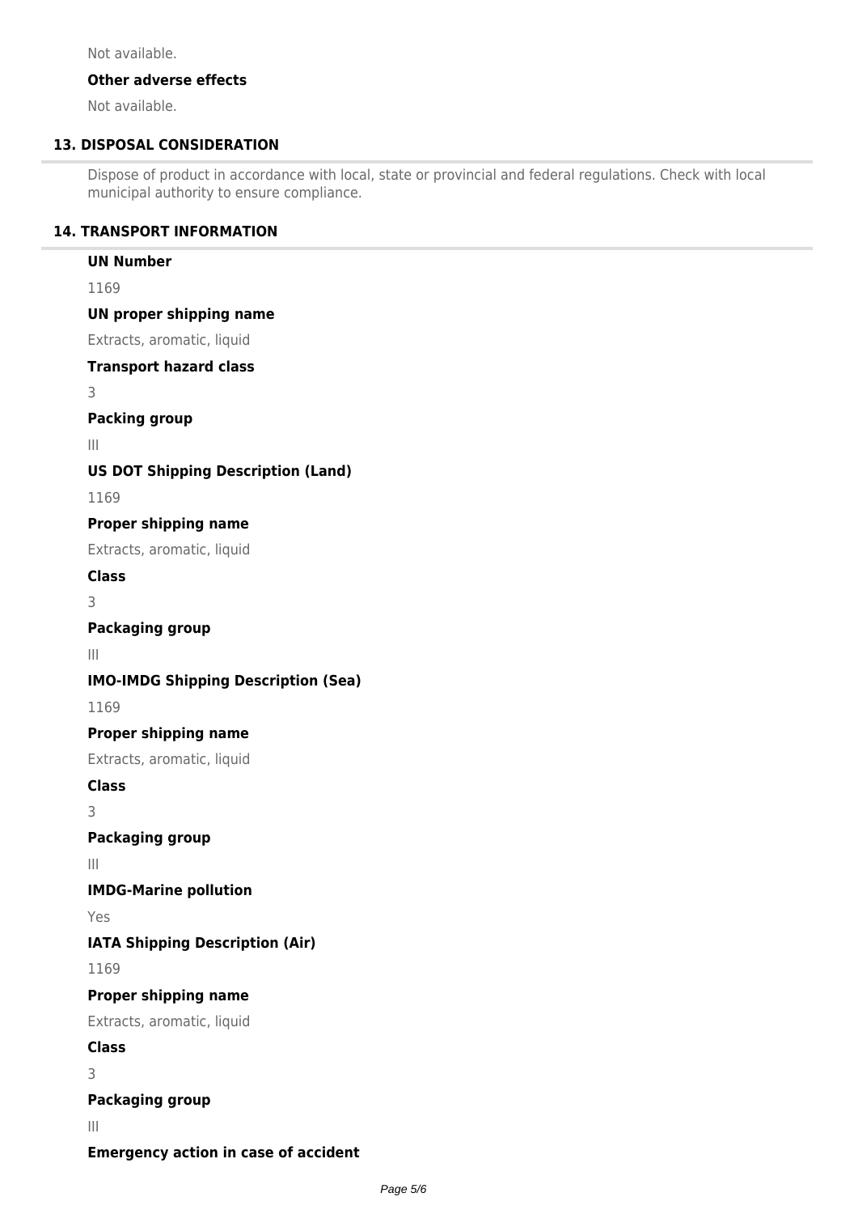Not available.

**Other adverse effects**

Not available.

## 13. DISPOSAL CONSIDERATION

Dispose of product in accordance with local, state or provincial and federal regulations. Check with local municipal authority to ensure compliance.

## 14. TRANSPORT INFORMATION

**UN Number**

1169

**UN proper shipping name**

Extracts, aromatic, liquid

**Transport hazard class**

3

**Packing group**

III

**US DOT Shipping Description (Land)**

1169

**Proper shipping name**

Extracts, aromatic, liquid

**Class**

3

**Packaging group**

III

**IMO-IMDG Shipping Description (Sea)**

1169

**Proper shipping name**

Extracts, aromatic, liquid

**Class**

3

**Packaging group**

III

**IMDG-Marine pollution**

Yes

**IATA Shipping Description (Air)**

1169

**Proper shipping name**

Extracts, aromatic, liquid

**Class**

3

**Packaging group**

III

**Emergency action in case of accident**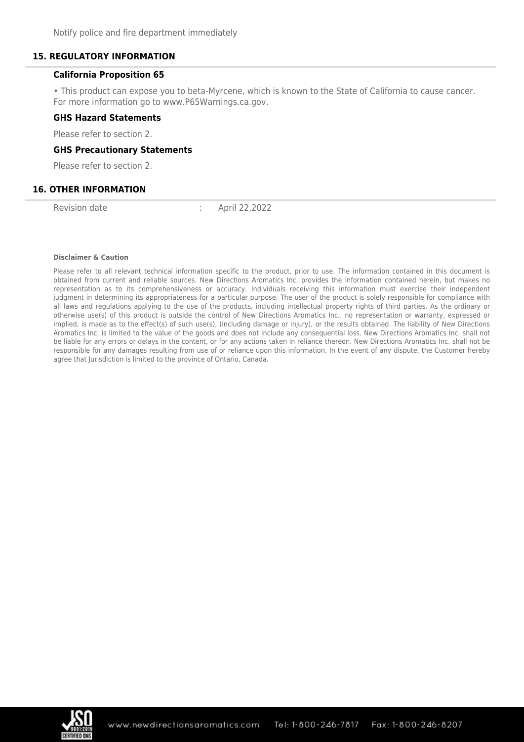Notify police and fire department immediately

## 15. REGULATORY INFORMATION

### California Proposition 65

• This product can expose you to beta-Myrcene, which is known to the State of California to cause cancer. For more information go to www.P65Warnings.ca.gov.

### GHS Hazard Statements

Please refer to section 2.

### GHS Precautionary Statements

Please refer to section 2.

## 16. OTHER INFORMATION

| | | |
|---|---|---|
| Revision date | : | April 22,2022 |

**Disclaimer & Caution**

Please refer to all relevant technical information specific to the product, prior to use. The information contained in this document is obtained from current and reliable sources. New Directions Aromatics Inc. provides the information contained herein, but makes no representation as to its comprehensiveness or accuracy. Individuals receiving this information must exercise their independent judgment in determining its appropriateness for a particular purpose. The user of the product is solely responsible for compliance with all laws and regulations applying to the use of the products, including intellectual property rights of third parties. As the ordinary or otherwise use(s) of this product is outside the control of New Directions Aromatics Inc., no representation or warranty, expressed or implied, is made as to the effect(s) of such use(s), (including damage or injury), or the results obtained. The liability of New Directions Aromatics Inc. is limited to the value of the goods and does not include any consequential loss. New Directions Aromatics Inc. shall not be liable for any errors or delays in the content, or for any actions taken in reliance thereon. New Directions Aromatics Inc. shall not be responsible for any damages resulting from use of or reliance upon this information. In the event of any dispute, the Customer hereby agree that Jurisdiction is limited to the province of Ontario, Canada.